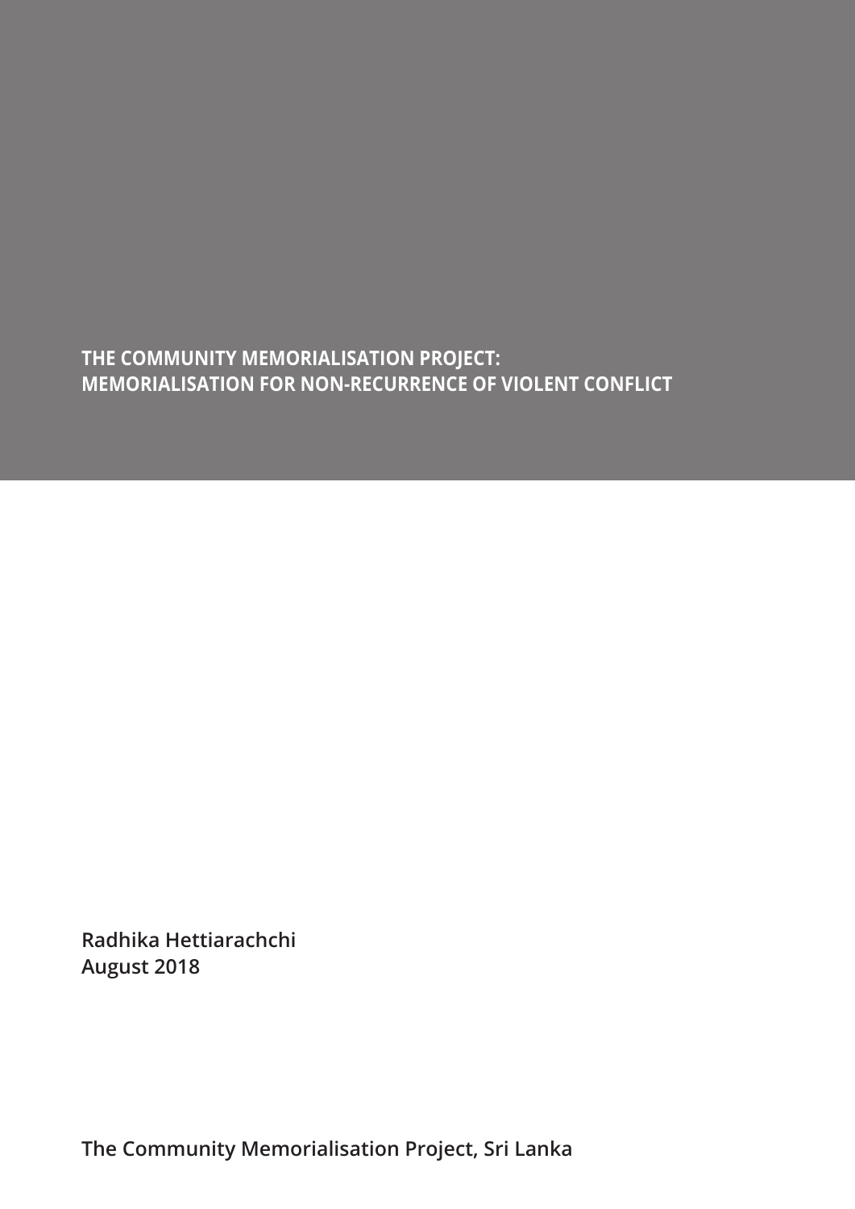# THE COMMUNITY MEMORIALISATION PROJECT: MEMORIALISATION FOR NON-RECURRENCE OF VIOLENT CONFLICT

**Radhika Hettiarachchi**
**August 2018**

**The Community Memorialisation Project, Sri Lanka**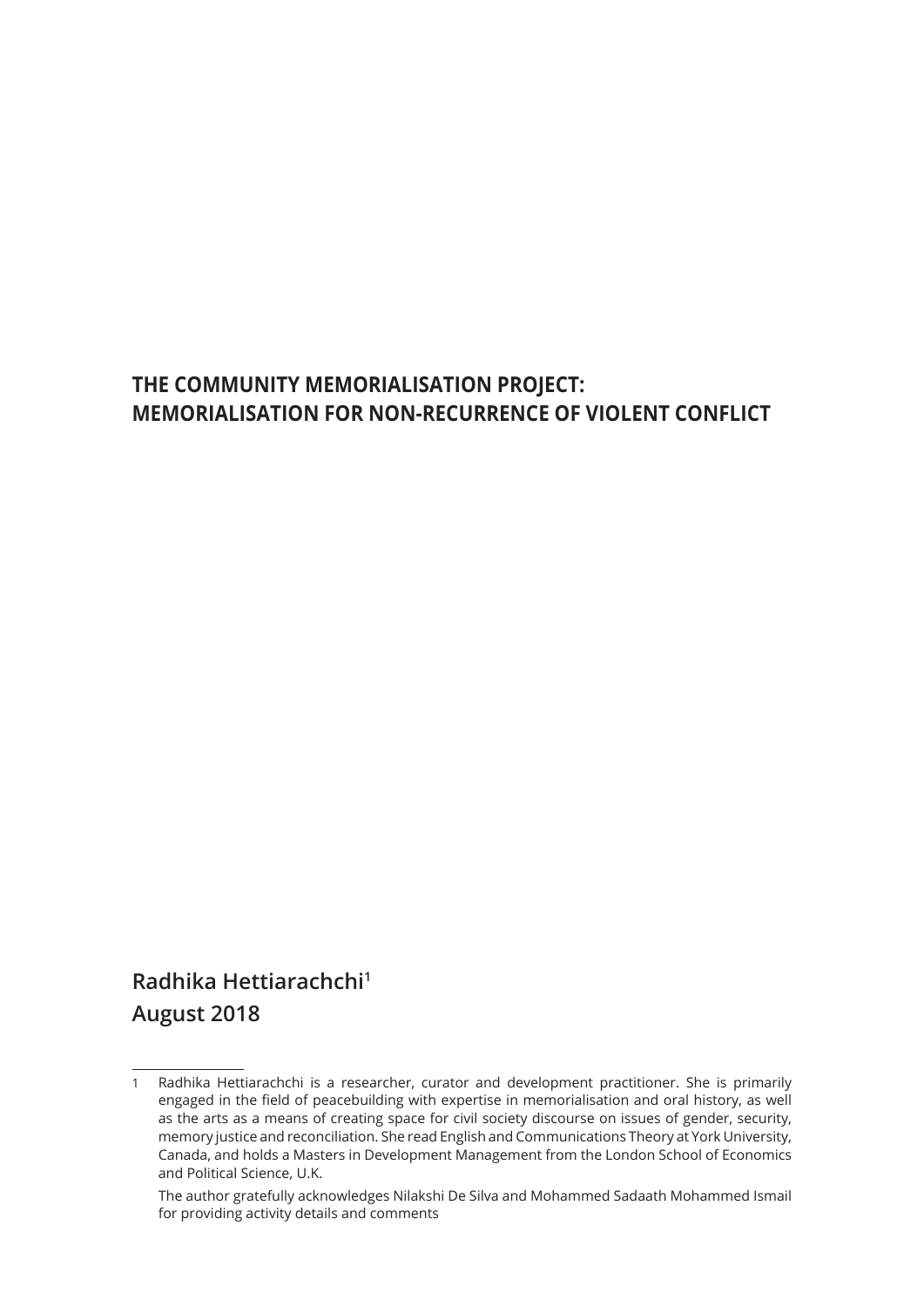# THE COMMUNITY MEMORIALISATION PROJECT: MEMORIALISATION FOR NON-RECURRENCE OF VIOLENT CONFLICT

**Radhika Hettiarachchi**[1]

**August 2018**

---

1 Radhika Hettiarachchi is a researcher, curator and development practitioner. She is primarily engaged in the field of peacebuilding with expertise in memorialisation and oral history, as well as the arts as a means of creating space for civil society discourse on issues of gender, security, memory justice and reconciliation. She read English and Communications Theory at York University, Canada, and holds a Masters in Development Management from the London School of Economics and Political Science, U.K.

The author gratefully acknowledges Nilakshi De Silva and Mohammed Sadaath Mohammed Ismail for providing activity details and comments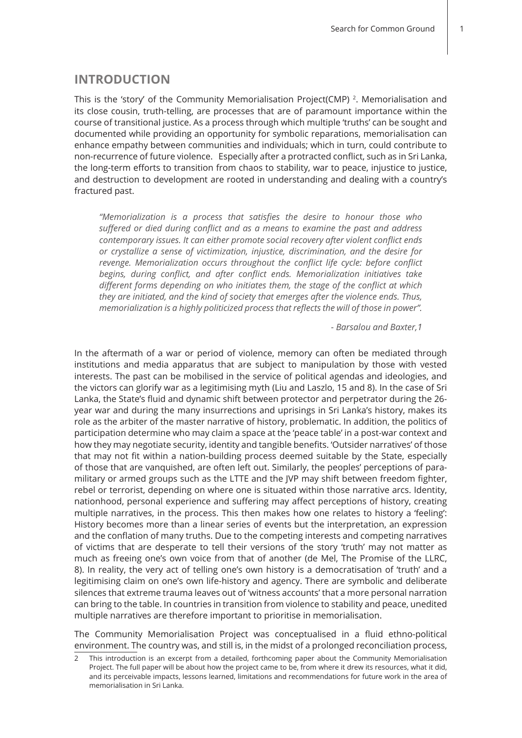## INTRODUCTION

This is the 'story' of the Community Memorialisation Project(CMP) [2]. Memorialisation and its close cousin, truth-telling, are processes that are of paramount importance within the course of transitional justice. As a process through which multiple 'truths' can be sought and documented while providing an opportunity for symbolic reparations, memorialisation can enhance empathy between communities and individuals; which in turn, could contribute to non-recurrence of future violence. Especially after a protracted conflict, such as in Sri Lanka, the long-term efforts to transition from chaos to stability, war to peace, injustice to justice, and destruction to development are rooted in understanding and dealing with a country's fractured past.

> *"Memorialization is a process that satisfies the desire to honour those who suffered or died during conflict and as a means to examine the past and address contemporary issues. It can either promote social recovery after violent conflict ends or crystallize a sense of victimization, injustice, discrimination, and the desire for revenge. Memorialization occurs throughout the conflict life cycle: before conflict begins, during conflict, and after conflict ends. Memorialization initiatives take different forms depending on who initiates them, the stage of the conflict at which they are initiated, and the kind of society that emerges after the violence ends. Thus, memorialization is a highly politicized process that reflects the will of those in power".*
>
> *- Barsalou and Baxter,1*

In the aftermath of a war or period of violence, memory can often be mediated through institutions and media apparatus that are subject to manipulation by those with vested interests. The past can be mobilised in the service of political agendas and ideologies, and the victors can glorify war as a legitimising myth (Liu and Laszlo, 15 and 8). In the case of Sri Lanka, the State's fluid and dynamic shift between protector and perpetrator during the 26-year war and during the many insurrections and uprisings in Sri Lanka's history, makes its role as the arbiter of the master narrative of history, problematic. In addition, the politics of participation determine who may claim a space at the 'peace table' in a post-war context and how they may negotiate security, identity and tangible benefits. 'Outsider narratives' of those that may not fit within a nation-building process deemed suitable by the State, especially of those that are vanquished, are often left out. Similarly, the peoples' perceptions of para-military or armed groups such as the LTTE and the JVP may shift between freedom fighter, rebel or terrorist, depending on where one is situated within those narrative arcs. Identity, nationhood, personal experience and suffering may affect perceptions of history, creating multiple narratives, in the process. This then makes how one relates to history a 'feeling': History becomes more than a linear series of events but the interpretation, an expression and the conflation of many truths. Due to the competing interests and competing narratives of victims that are desperate to tell their versions of the story 'truth' may not matter as much as freeing one's own voice from that of another (de Mel, The Promise of the LLRC, 8). In reality, the very act of telling one's own history is a democratisation of 'truth' and a legitimising claim on one's own life-history and agency. There are symbolic and deliberate silences that extreme trauma leaves out of 'witness accounts' that a more personal narration can bring to the table. In countries in transition from violence to stability and peace, unedited multiple narratives are therefore important to prioritise in memorialisation.

The Community Memorialisation Project was conceptualised in a fluid ethno-political environment. The country was, and still is, in the midst of a prolonged reconciliation process,

---

2 This introduction is an excerpt from a detailed, forthcoming paper about the Community Memorialisation Project. The full paper will be about how the project came to be, from where it drew its resources, what it did, and its perceivable impacts, lessons learned, limitations and recommendations for future work in the area of memorialisation in Sri Lanka.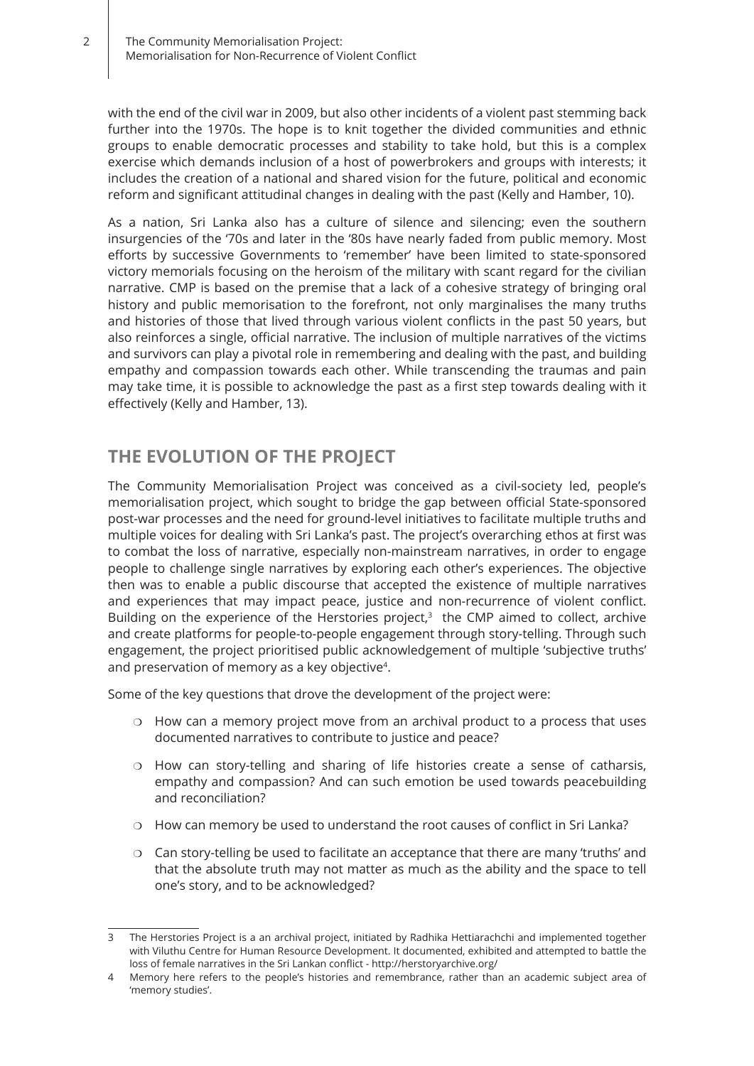with the end of the civil war in 2009, but also other incidents of a violent past stemming back further into the 1970s. The hope is to knit together the divided communities and ethnic groups to enable democratic processes and stability to take hold, but this is a complex exercise which demands inclusion of a host of powerbrokers and groups with interests; it includes the creation of a national and shared vision for the future, political and economic reform and significant attitudinal changes in dealing with the past (Kelly and Hamber, 10).

As a nation, Sri Lanka also has a culture of silence and silencing; even the southern insurgencies of the '70s and later in the '80s have nearly faded from public memory. Most efforts by successive Governments to 'remember' have been limited to state-sponsored victory memorials focusing on the heroism of the military with scant regard for the civilian narrative. CMP is based on the premise that a lack of a cohesive strategy of bringing oral history and public memorisation to the forefront, not only marginalises the many truths and histories of those that lived through various violent conflicts in the past 50 years, but also reinforces a single, official narrative. The inclusion of multiple narratives of the victims and survivors can play a pivotal role in remembering and dealing with the past, and building empathy and compassion towards each other. While transcending the traumas and pain may take time, it is possible to acknowledge the past as a first step towards dealing with it effectively (Kelly and Hamber, 13).

## THE EVOLUTION OF THE PROJECT

The Community Memorialisation Project was conceived as a civil-society led, people's memorialisation project, which sought to bridge the gap between official State-sponsored post-war processes and the need for ground-level initiatives to facilitate multiple truths and multiple voices for dealing with Sri Lanka's past. The project's overarching ethos at first was to combat the loss of narrative, especially non-mainstream narratives, in order to engage people to challenge single narratives by exploring each other's experiences. The objective then was to enable a public discourse that accepted the existence of multiple narratives and experiences that may impact peace, justice and non-recurrence of violent conflict. Building on the experience of the Herstories project,[3] the CMP aimed to collect, archive and create platforms for people-to-people engagement through story-telling. Through such engagement, the project prioritised public acknowledgement of multiple 'subjective truths' and preservation of memory as a key objective[4].

Some of the key questions that drove the development of the project were:

- How can a memory project move from an archival product to a process that uses documented narratives to contribute to justice and peace?
- How can story-telling and sharing of life histories create a sense of catharsis, empathy and compassion? And can such emotion be used towards peacebuilding and reconciliation?
- How can memory be used to understand the root causes of conflict in Sri Lanka?
- Can story-telling be used to facilitate an acceptance that there are many 'truths' and that the absolute truth may not matter as much as the ability and the space to tell one's story, and to be acknowledged?

---

3 The Herstories Project is a an archival project, initiated by Radhika Hettiarachchi and implemented together with Viluthu Centre for Human Resource Development. It documented, exhibited and attempted to battle the loss of female narratives in the Sri Lankan conflict - http://herstoryarchive.org/

4 Memory here refers to the people's histories and remembrance, rather than an academic subject area of 'memory studies'.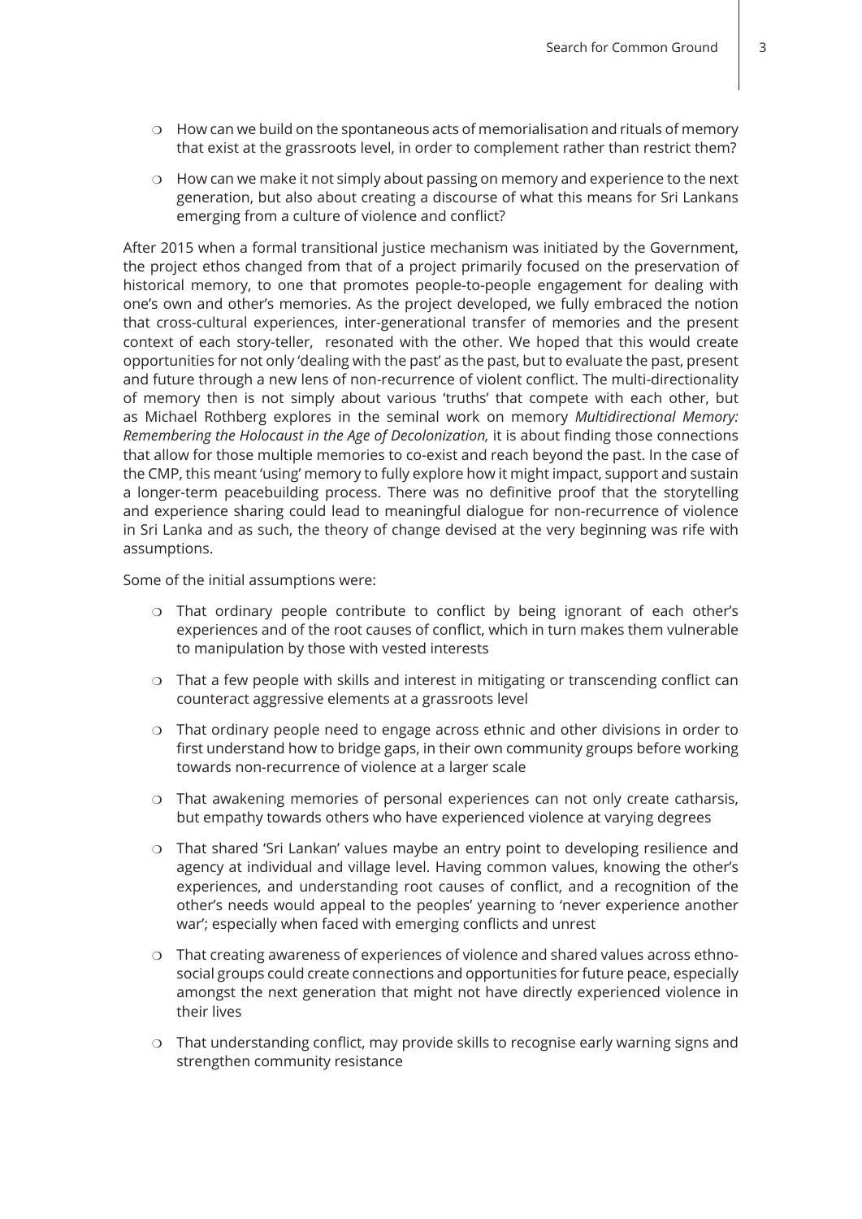- How can we build on the spontaneous acts of memorialisation and rituals of memory that exist at the grassroots level, in order to complement rather than restrict them?
- How can we make it not simply about passing on memory and experience to the next generation, but also about creating a discourse of what this means for Sri Lankans emerging from a culture of violence and conflict?

After 2015 when a formal transitional justice mechanism was initiated by the Government, the project ethos changed from that of a project primarily focused on the preservation of historical memory, to one that promotes people-to-people engagement for dealing with one's own and other's memories. As the project developed, we fully embraced the notion that cross-cultural experiences, inter-generational transfer of memories and the present context of each story-teller, resonated with the other. We hoped that this would create opportunities for not only 'dealing with the past' as the past, but to evaluate the past, present and future through a new lens of non-recurrence of violent conflict. The multi-directionality of memory then is not simply about various 'truths' that compete with each other, but as Michael Rothberg explores in the seminal work on memory *Multidirectional Memory: Remembering the Holocaust in the Age of Decolonization,* it is about finding those connections that allow for those multiple memories to co-exist and reach beyond the past. In the case of the CMP, this meant 'using' memory to fully explore how it might impact, support and sustain a longer-term peacebuilding process. There was no definitive proof that the storytelling and experience sharing could lead to meaningful dialogue for non-recurrence of violence in Sri Lanka and as such, the theory of change devised at the very beginning was rife with assumptions.

Some of the initial assumptions were:

- That ordinary people contribute to conflict by being ignorant of each other's experiences and of the root causes of conflict, which in turn makes them vulnerable to manipulation by those with vested interests
- That a few people with skills and interest in mitigating or transcending conflict can counteract aggressive elements at a grassroots level
- That ordinary people need to engage across ethnic and other divisions in order to first understand how to bridge gaps, in their own community groups before working towards non-recurrence of violence at a larger scale
- That awakening memories of personal experiences can not only create catharsis, but empathy towards others who have experienced violence at varying degrees
- That shared 'Sri Lankan' values maybe an entry point to developing resilience and agency at individual and village level. Having common values, knowing the other's experiences, and understanding root causes of conflict, and a recognition of the other's needs would appeal to the peoples' yearning to 'never experience another war'; especially when faced with emerging conflicts and unrest
- That creating awareness of experiences of violence and shared values across ethno-social groups could create connections and opportunities for future peace, especially amongst the next generation that might not have directly experienced violence in their lives
- That understanding conflict, may provide skills to recognise early warning signs and strengthen community resistance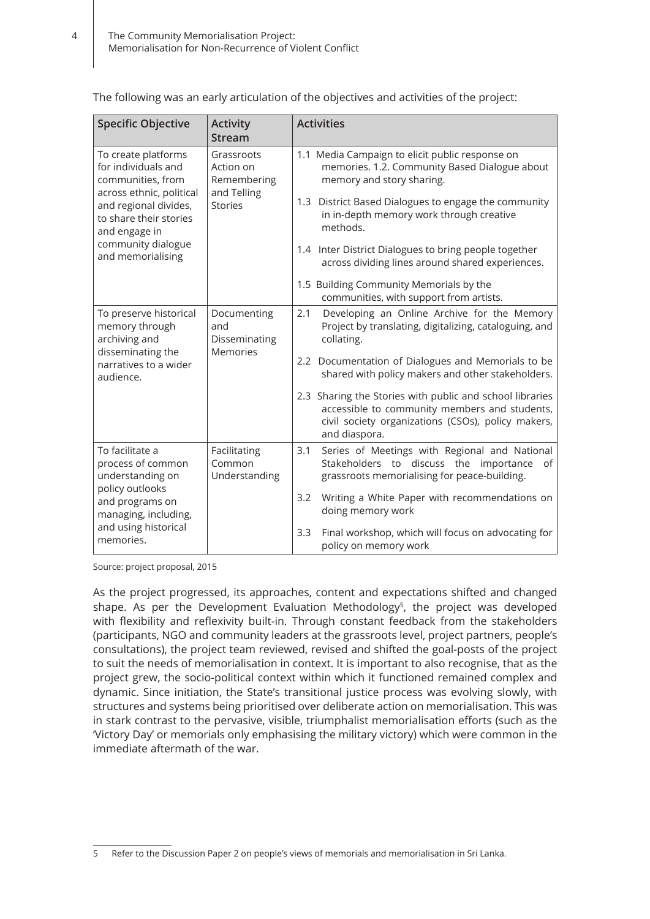The following was an early articulation of the objectives and activities of the project:

| Specific Objective | Activity Stream | Activities |
|---|---|---|
| To create platforms for individuals and communities, from across ethnic, political and regional divides, to share their stories and engage in community dialogue and memorialising | Grassroots Action on Remembering and Telling Stories | 1.1 Media Campaign to elicit public response on memories. 1.2. Community Based Dialogue about memory and story sharing.<br>1.3 District Based Dialogues to engage the community in in-depth memory work through creative methods.<br>1.4 Inter District Dialogues to bring people together across dividing lines around shared experiences.<br>1.5 Building Community Memorials by the communities, with support from artists. |
| To preserve historical memory through archiving and disseminating the narratives to a wider audience. | Documenting and Disseminating Memories | 2.1 Developing an Online Archive for the Memory Project by translating, digitalizing, cataloguing, and collating.<br>2.2 Documentation of Dialogues and Memorials to be shared with policy makers and other stakeholders.<br>2.3 Sharing the Stories with public and school libraries accessible to community members and students, civil society organizations (CSOs), policy makers, and diaspora. |
| To facilitate a process of common understanding on policy outlooks and programs on managing, including, and using historical memories. | Facilitating Common Understanding | 3.1 Series of Meetings with Regional and National Stakeholders to discuss the importance of grassroots memorialising for peace-building.<br>3.2 Writing a White Paper with recommendations on doing memory work<br>3.3 Final workshop, which will focus on advocating for policy on memory work |

Source: project proposal, 2015

As the project progressed, its approaches, content and expectations shifted and changed shape. As per the Development Evaluation Methodology[5], the project was developed with flexibility and reflexivity built-in. Through constant feedback from the stakeholders (participants, NGO and community leaders at the grassroots level, project partners, people's consultations), the project team reviewed, revised and shifted the goal-posts of the project to suit the needs of memorialisation in context. It is important to also recognise, that as the project grew, the socio-political context within which it functioned remained complex and dynamic. Since initiation, the State's transitional justice process was evolving slowly, with structures and systems being prioritised over deliberate action on memorialisation. This was in stark contrast to the pervasive, visible, triumphalist memorialisation efforts (such as the 'Victory Day' or memorials only emphasising the military victory) which were common in the immediate aftermath of the war.

5 Refer to the Discussion Paper 2 on people's views of memorials and memorialisation in Sri Lanka.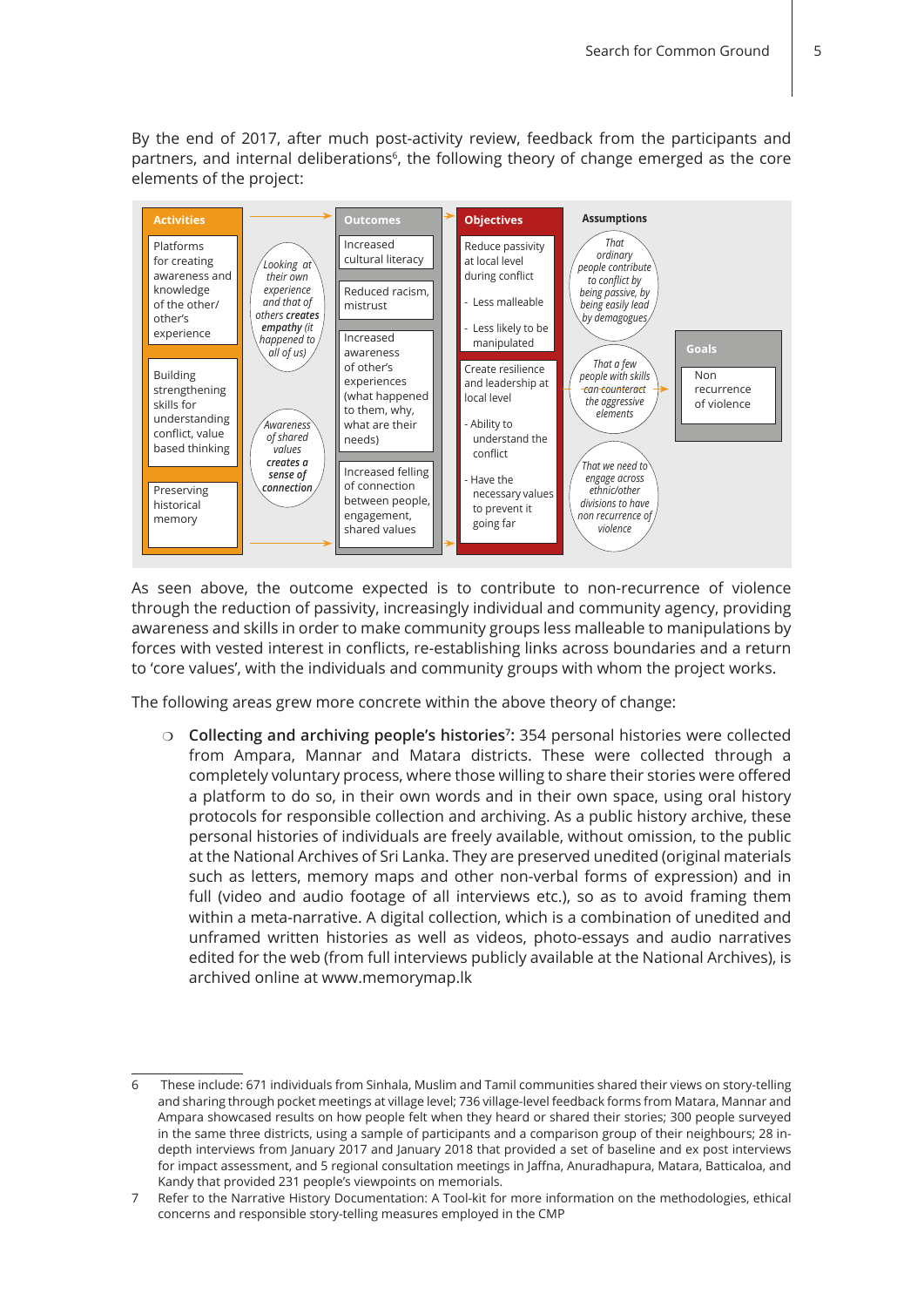By the end of 2017, after much post-activity review, feedback from the participants and partners, and internal deliberations[6], the following theory of change emerged as the core elements of the project:

| Activities | | Outcomes | Objectives | Assumptions | Goals |
|---|---|---|---|---|---|
| Platforms for creating awareness and knowledge of the other/ other's experience | *Looking at their own experience and that of others creates* ***empathy*** *(it happened to all of us)* | Increased cultural literacy | Reduce passivity at local level during conflict | *That ordinary people contribute to conflict by being passive, by being easily lead by demagogues* | |
| Building strengthening skills for understanding conflict, value based thinking | | Reduced racism, mistrust | - Less malleable | | |
| Preserving historical memory | *Awareness of shared values* ***creates a sense of connection*** | Increased awareness of other's experiences (what happened to them, why, what are their needs) | - Less likely to be manipulated | | Non recurrence of violence |
| | | | Create resilience and leadership at local level | *That a few people with skills can counteract the aggressive elements* | |
| | | | - Ability to understand the conflict | | |
| | | Increased felling of connection between people, engagement, shared values | - Have the necessary values to prevent it going far | *That we need to engage across ethnic/other divisions to have non recurrence of violence* | |

As seen above, the outcome expected is to contribute to non-recurrence of violence through the reduction of passivity, increasingly individual and community agency, providing awareness and skills in order to make community groups less malleable to manipulations by forces with vested interest in conflicts, re-establishing links across boundaries and a return to 'core values', with the individuals and community groups with whom the project works.

The following areas grew more concrete within the above theory of change:

- **Collecting and archiving people's histories[7]:** 354 personal histories were collected from Ampara, Mannar and Matara districts. These were collected through a completely voluntary process, where those willing to share their stories were offered a platform to do so, in their own words and in their own space, using oral history protocols for responsible collection and archiving. As a public history archive, these personal histories of individuals are freely available, without omission, to the public at the National Archives of Sri Lanka. They are preserved unedited (original materials such as letters, memory maps and other non-verbal forms of expression) and in full (video and audio footage of all interviews etc.), so as to avoid framing them within a meta-narrative. A digital collection, which is a combination of unedited and unframed written histories as well as videos, photo-essays and audio narratives edited for the web (from full interviews publicly available at the National Archives), is archived online at www.memorymap.lk

6 These include: 671 individuals from Sinhala, Muslim and Tamil communities shared their views on story-telling and sharing through pocket meetings at village level; 736 village-level feedback forms from Matara, Mannar and Ampara showcased results on how people felt when they heard or shared their stories; 300 people surveyed in the same three districts, using a sample of participants and a comparison group of their neighbours; 28 in-depth interviews from January 2017 and January 2018 that provided a set of baseline and ex post interviews for impact assessment, and 5 regional consultation meetings in Jaffna, Anuradhapura, Matara, Batticaloa, and Kandy that provided 231 people's viewpoints on memorials.

7 Refer to the Narrative History Documentation: A Tool-kit for more information on the methodologies, ethical concerns and responsible story-telling measures employed in the CMP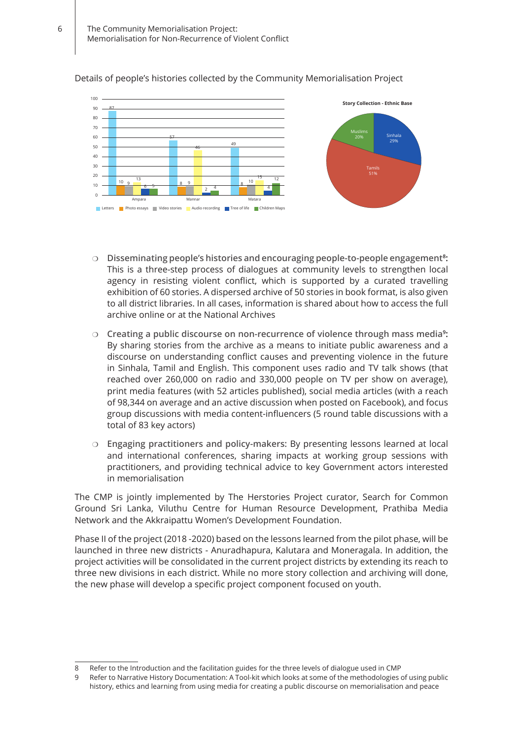Details of people's histories collected by the Community Memorialisation Project

| | Letters | Photo essays | Video stories | Audio recording | Tree of life | Children Maps |
|---|---|---|---|---|---|---|
| Ampara | 87 | 10 | 9 | 13 | 6 | 5 |
| Mannar | 57 | 8 | 9 | 46 | 2 | 4 |
| Matara | 49 | 8 | 10 | 15 | 4 | 12 |

**Story Collection - Ethnic Base**

| Ethnicity | Share |
|---|---|
| Sinhala | 29% |
| Tamils | 51% |
| Muslims | 20% |

- **Disseminating people's histories and encouraging people-to-people engagement[8]:** This is a three-step process of dialogues at community levels to strengthen local agency in resisting violent conflict, which is supported by a curated travelling exhibition of 60 stories. A dispersed archive of 50 stories in book format, is also given to all district libraries. In all cases, information is shared about how to access the full archive online or at the National Archives
- **Creating a public discourse on non-recurrence of violence through mass media[9]:** By sharing stories from the archive as a means to initiate public awareness and a discourse on understanding conflict causes and preventing violence in the future in Sinhala, Tamil and English. This component uses radio and TV talk shows (that reached over 260,000 on radio and 330,000 people on TV per show on average), print media features (with 52 articles published), social media articles (with a reach of 98,344 on average and an active discussion when posted on Facebook), and focus group discussions with media content-influencers (5 round table discussions with a total of 83 key actors)
- **Engaging practitioners and policy-makers:** By presenting lessons learned at local and international conferences, sharing impacts at working group sessions with practitioners, and providing technical advice to key Government actors interested in memorialisation

The CMP is jointly implemented by The Herstories Project curator, Search for Common Ground Sri Lanka, Viluthu Centre for Human Resource Development, Prathiba Media Network and the Akkraipattu Women's Development Foundation.

Phase II of the project (2018 -2020) based on the lessons learned from the pilot phase, will be launched in three new districts - Anuradhapura, Kalutara and Moneragala. In addition, the project activities will be consolidated in the current project districts by extending its reach to three new divisions in each district. While no more story collection and archiving will done, the new phase will develop a specific project component focused on youth.

---

8 Refer to the Introduction and the facilitation guides for the three levels of dialogue used in CMP

9 Refer to Narrative History Documentation: A Tool-kit which looks at some of the methodologies of using public history, ethics and learning from using media for creating a public discourse on memorialisation and peace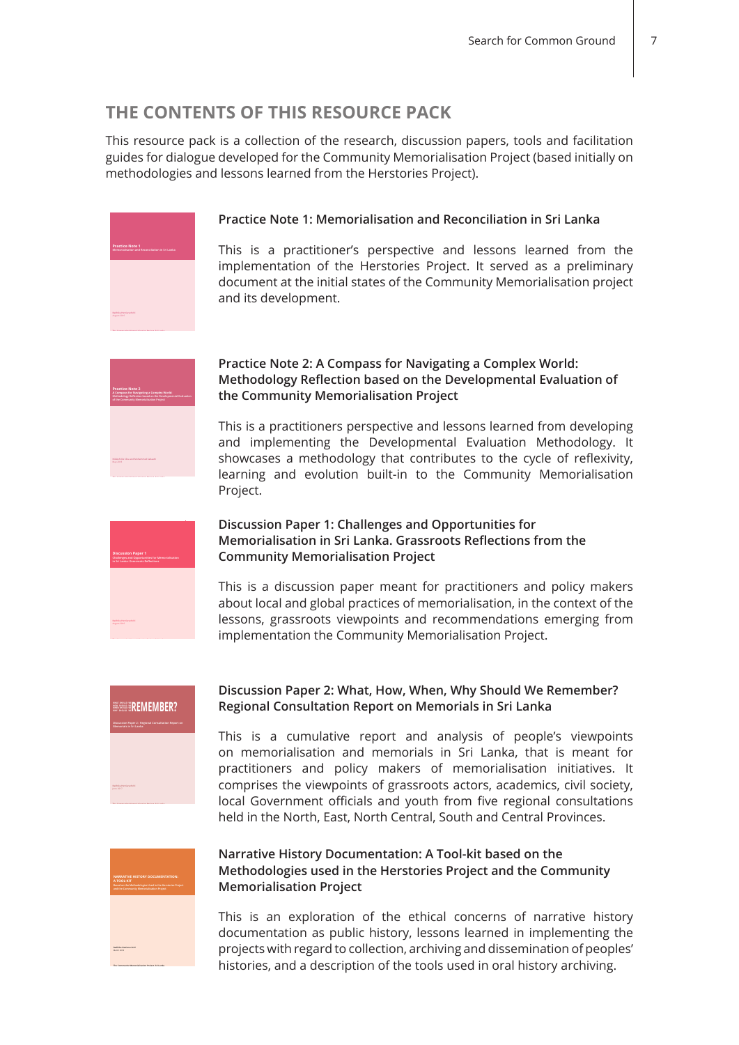## THE CONTENTS OF THIS RESOURCE PACK

This resource pack is a collection of the research, discussion papers, tools and facilitation guides for dialogue developed for the Community Memorialisation Project (based initially on methodologies and lessons learned from the Herstories Project).

**Practice Note 1: Memorialisation and Reconciliation in Sri Lanka**

This is a practitioner's perspective and lessons learned from the implementation of the Herstories Project. It served as a preliminary document at the initial states of the Community Memorialisation project and its development.

**Practice Note 2: A Compass for Navigating a Complex World: Methodology Reflection based on the Developmental Evaluation of the Community Memorialisation Project**

This is a practitioners perspective and lessons learned from developing and implementing the Developmental Evaluation Methodology. It showcases a methodology that contributes to the cycle of reflexivity, learning and evolution built-in to the Community Memorialisation Project.

**Discussion Paper 1: Challenges and Opportunities for Memorialisation in Sri Lanka. Grassroots Reflections from the Community Memorialisation Project**

This is a discussion paper meant for practitioners and policy makers about local and global practices of memorialisation, in the context of the lessons, grassroots viewpoints and recommendations emerging from implementation the Community Memorialisation Project.

**Discussion Paper 2: What, How, When, Why Should We Remember? Regional Consultation Report on Memorials in Sri Lanka**

This is a cumulative report and analysis of people's viewpoints on memorialisation and memorials in Sri Lanka, that is meant for practitioners and policy makers of memorialisation initiatives. It comprises the viewpoints of grassroots actors, academics, civil society, local Government officials and youth from five regional consultations held in the North, East, North Central, South and Central Provinces.

**Narrative History Documentation: A Tool-kit based on the Methodologies used in the Herstories Project and the Community Memorialisation Project**

This is an exploration of the ethical concerns of narrative history documentation as public history, lessons learned in implementing the projects with regard to collection, archiving and dissemination of peoples' histories, and a description of the tools used in oral history archiving.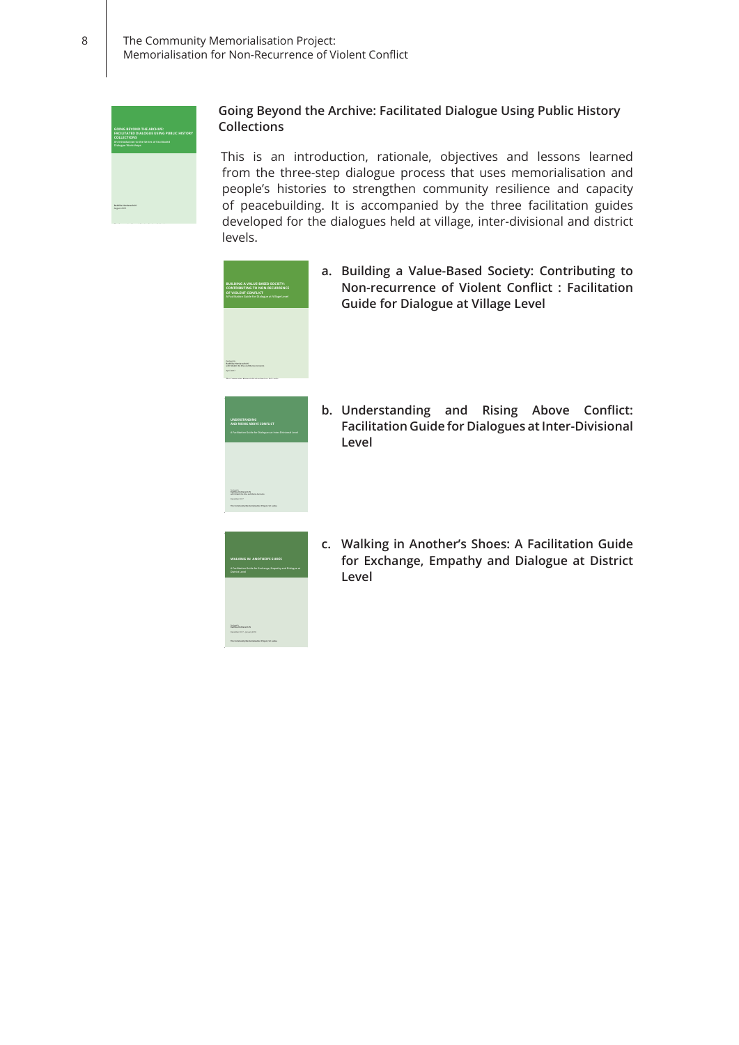### Going Beyond the Archive: Facilitated Dialogue Using Public History Collections

This is an introduction, rationale, objectives and lessons learned from the three-step dialogue process that uses memorialisation and people's histories to strengthen community resilience and capacity of peacebuilding. It is accompanied by the three facilitation guides developed for the dialogues held at village, inter-divisional and district levels.

a. **Building a Value-Based Society: Contributing to Non-recurrence of Violent Conflict : Facilitation Guide for Dialogue at Village Level**

b. **Understanding and Rising Above Conflict: Facilitation Guide for Dialogues at Inter-Divisional Level**

c. **Walking in Another's Shoes: A Facilitation Guide for Exchange, Empathy and Dialogue at District Level**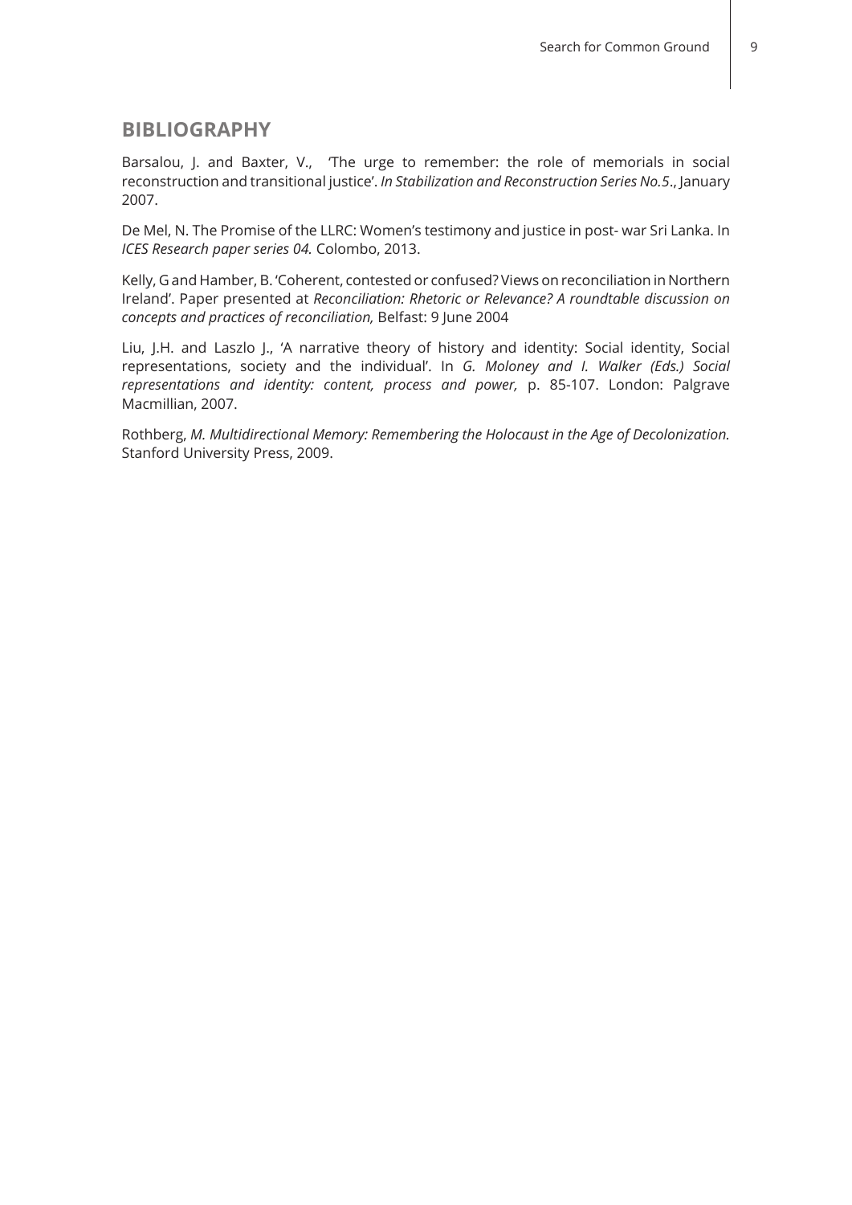## BIBLIOGRAPHY

Barsalou, J. and Baxter, V., 'The urge to remember: the role of memorials in social reconstruction and transitional justice'. *In Stabilization and Reconstruction Series No.5*., January 2007.

De Mel, N. The Promise of the LLRC: Women's testimony and justice in post- war Sri Lanka. In *ICES Research paper series 04.* Colombo, 2013.

Kelly, G and Hamber, B. 'Coherent, contested or confused? Views on reconciliation in Northern Ireland'. Paper presented at *Reconciliation: Rhetoric or Relevance? A roundtable discussion on concepts and practices of reconciliation,* Belfast: 9 June 2004

Liu, J.H. and Laszlo J., 'A narrative theory of history and identity: Social identity, Social representations, society and the individual'. In *G. Moloney and I. Walker (Eds.) Social representations and identity: content, process and power,* p. 85-107. London: Palgrave Macmillian, 2007.

Rothberg, *M. Multidirectional Memory: Remembering the Holocaust in the Age of Decolonization.* Stanford University Press, 2009.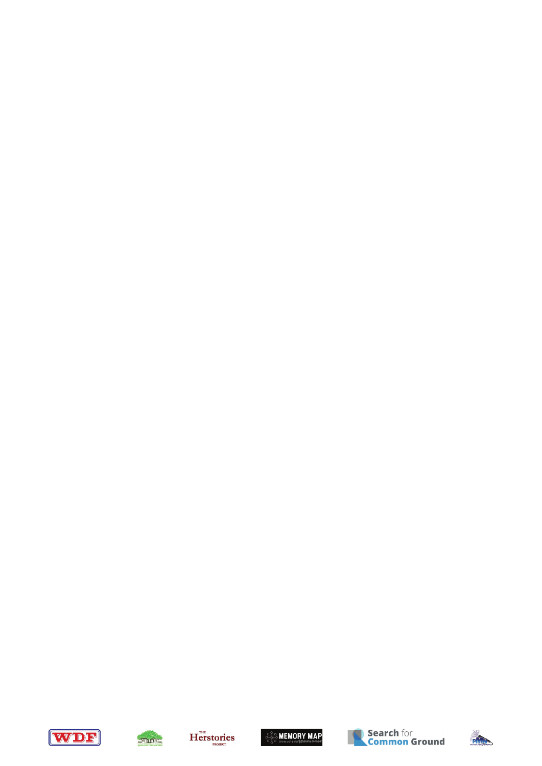WDF

THE Herstories PROJECT

MEMORY MAP

Search for Common Ground